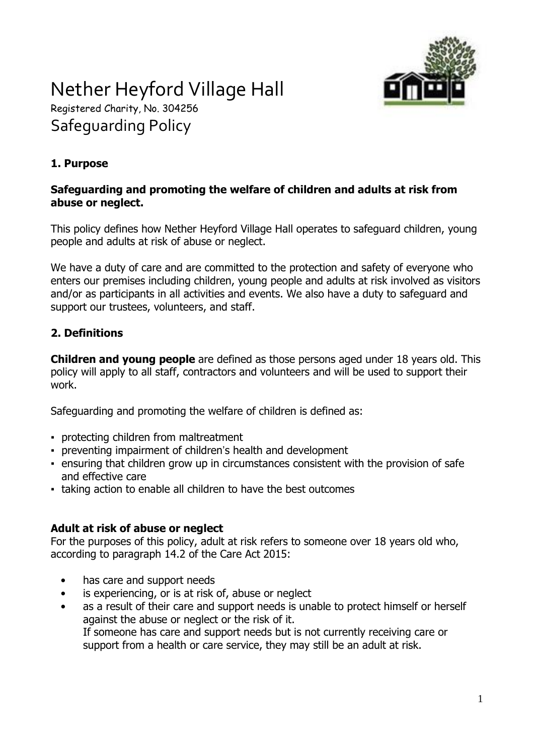# Nether Heyford Village Hall

Registered Charity, No. 304256

## Safeguarding Policy

### 1. Purpose

**Safeguarding and promoting the welfare of children and adults at risk from abuse or neglect.**

This policy defines how Nether Heyford Village Hall operates to safeguard children, young people and adults at risk of abuse or neglect.

We have a duty of care and are committed to the protection and safety of everyone who enters our premises including children, young people and adults at risk involved as visitors and/or as participants in all activities and events. We also have a duty to safeguard and support our trustees, volunteers, and staff.

### 2. Definitions

**Children and young people** are defined as those persons aged under 18 years old. This policy will apply to all staff, contractors and volunteers and will be used to support their work.

Safeguarding and promoting the welfare of children is defined as:

- protecting children from maltreatment
- preventing impairment of children's health and development
- ensuring that children grow up in circumstances consistent with the provision of safe and effective care
- taking action to enable all children to have the best outcomes

**Adult at risk of abuse or neglect**

For the purposes of this policy, adult at risk refers to someone over 18 years old who, according to paragraph 14.2 of the Care Act 2015:

- has care and support needs
- is experiencing, or is at risk of, abuse or neglect
- as a result of their care and support needs is unable to protect himself or herself against the abuse or neglect or the risk of it.

  If someone has care and support needs but is not currently receiving care or support from a health or care service, they may still be an adult at risk.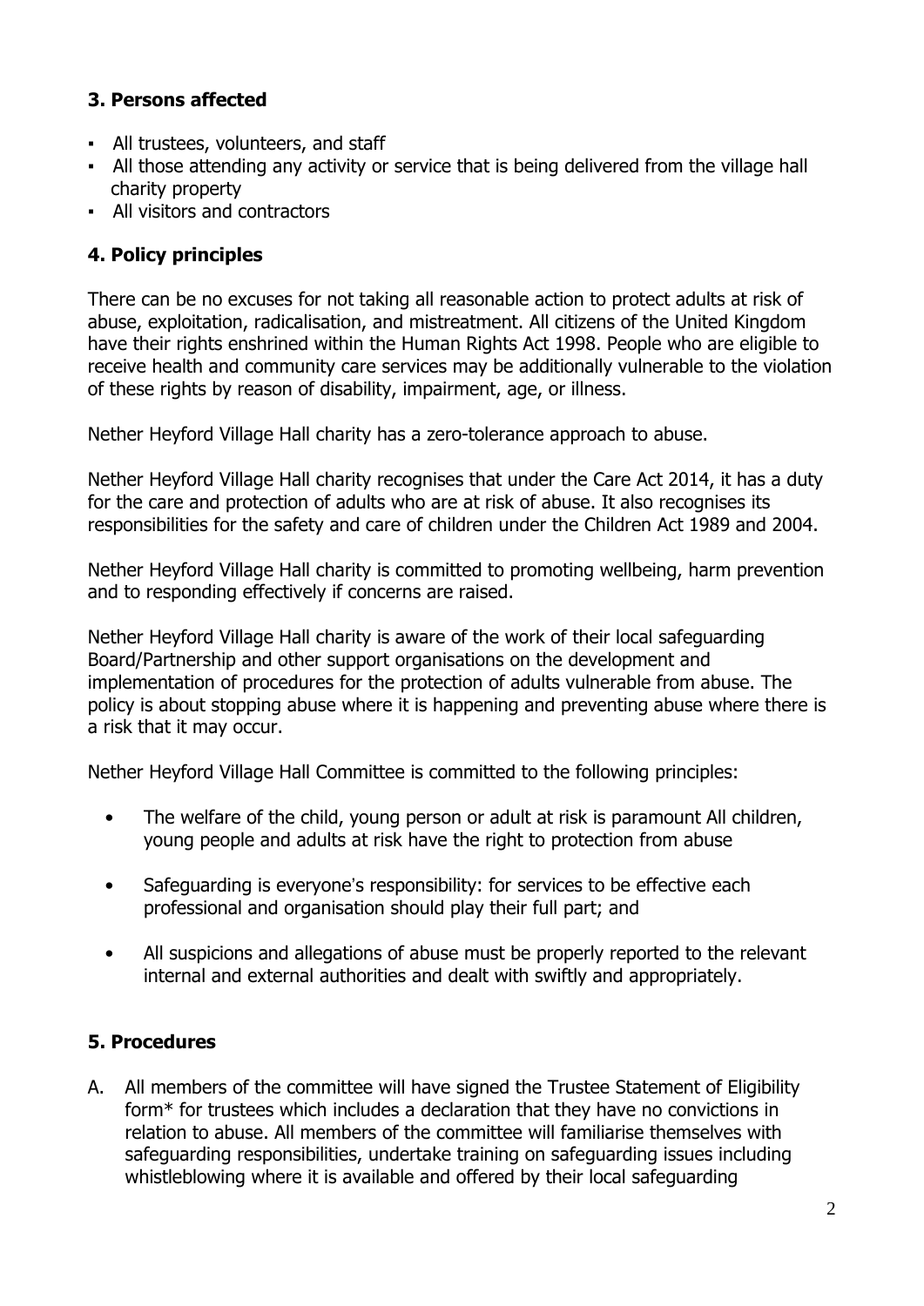## 3. Persons affected

- All trustees, volunteers, and staff
- All those attending any activity or service that is being delivered from the village hall charity property
- All visitors and contractors

## 4. Policy principles

There can be no excuses for not taking all reasonable action to protect adults at risk of abuse, exploitation, radicalisation, and mistreatment. All citizens of the United Kingdom have their rights enshrined within the Human Rights Act 1998. People who are eligible to receive health and community care services may be additionally vulnerable to the violation of these rights by reason of disability, impairment, age, or illness.

Nether Heyford Village Hall charity has a zero-tolerance approach to abuse.

Nether Heyford Village Hall charity recognises that under the Care Act 2014, it has a duty for the care and protection of adults who are at risk of abuse. It also recognises its responsibilities for the safety and care of children under the Children Act 1989 and 2004.

Nether Heyford Village Hall charity is committed to promoting wellbeing, harm prevention and to responding effectively if concerns are raised.

Nether Heyford Village Hall charity is aware of the work of their local safeguarding Board/Partnership and other support organisations on the development and implementation of procedures for the protection of adults vulnerable from abuse. The policy is about stopping abuse where it is happening and preventing abuse where there is a risk that it may occur.

Nether Heyford Village Hall Committee is committed to the following principles:

- The welfare of the child, young person or adult at risk is paramount All children, young people and adults at risk have the right to protection from abuse
- Safeguarding is everyone's responsibility: for services to be effective each professional and organisation should play their full part; and
- All suspicions and allegations of abuse must be properly reported to the relevant internal and external authorities and dealt with swiftly and appropriately.

## 5. Procedures

A. All members of the committee will have signed the Trustee Statement of Eligibility form* for trustees which includes a declaration that they have no convictions in relation to abuse. All members of the committee will familiarise themselves with safeguarding responsibilities, undertake training on safeguarding issues including whistleblowing where it is available and offered by their local safeguarding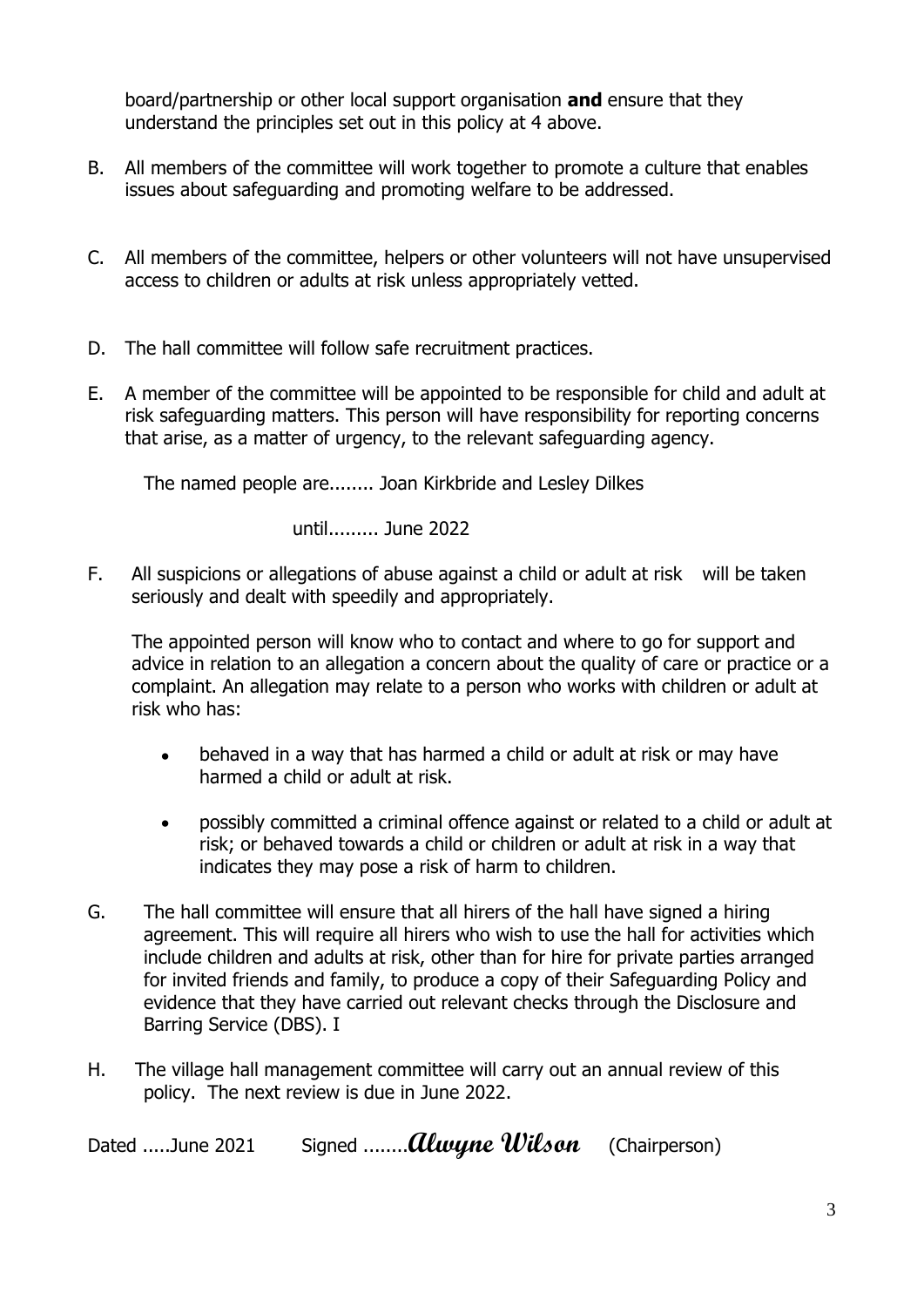board/partnership or other local support organisation **and** ensure that they understand the principles set out in this policy at 4 above.

B. All members of the committee will work together to promote a culture that enables issues about safeguarding and promoting welfare to be addressed.

C. All members of the committee, helpers or other volunteers will not have unsupervised access to children or adults at risk unless appropriately vetted.

D. The hall committee will follow safe recruitment practices.

E. A member of the committee will be appointed to be responsible for child and adult at risk safeguarding matters. This person will have responsibility for reporting concerns that arise, as a matter of urgency, to the relevant safeguarding agency.

   The named people are........ Joan Kirkbride and Lesley Dilkes

   until......... June 2022

F. All suspicions or allegations of abuse against a child or adult at risk will be taken seriously and dealt with speedily and appropriately.

   The appointed person will know who to contact and where to go for support and advice in relation to an allegation a concern about the quality of care or practice or a complaint. An allegation may relate to a person who works with children or adult at risk who has:

   - behaved in a way that has harmed a child or adult at risk or may have harmed a child or adult at risk.
   - possibly committed a criminal offence against or related to a child or adult at risk; or behaved towards a child or children or adult at risk in a way that indicates they may pose a risk of harm to children.

G. The hall committee will ensure that all hirers of the hall have signed a hiring agreement. This will require all hirers who wish to use the hall for activities which include children and adults at risk, other than for hire for private parties arranged for invited friends and family, to produce a copy of their Safeguarding Policy and evidence that they have carried out relevant checks through the Disclosure and Barring Service (DBS). I

H. The village hall management committee will carry out an annual review of this policy. The next review is due in June 2022.

Dated .....June 2021 Signed ........*Alwyne Wilson* (Chairperson)